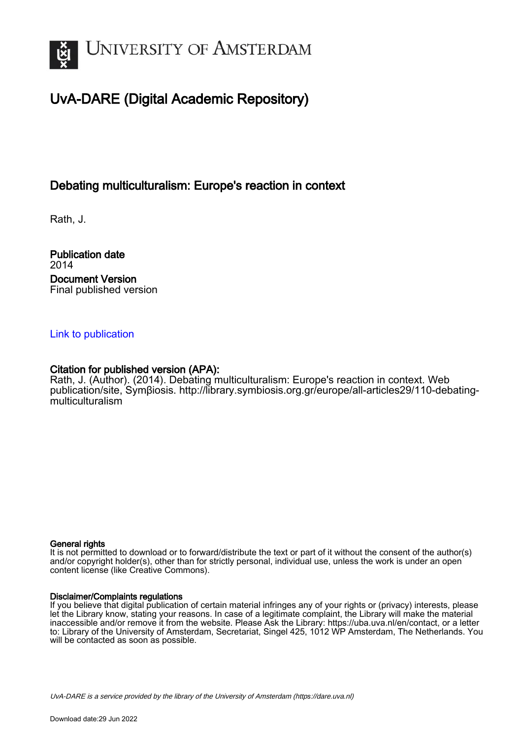# UvA-DARE (Digital Academic Repository)

## Debating multiculturalism: Europe's reaction in context

Rath, J.

**Publication date**
2014

**Document Version**
Final published version

Link to publication

**Citation for published version (APA):**
Rath, J. (Author). (2014). Debating multiculturalism: Europe's reaction in context. Web publication/site, Symβiosis. http://library.symbiosis.org.gr/europe/all-articles29/110-debating-multiculturalism

**General rights**
It is not permitted to download or to forward/distribute the text or part of it without the consent of the author(s) and/or copyright holder(s), other than for strictly personal, individual use, unless the work is under an open content license (like Creative Commons).

**Disclaimer/Complaints regulations**
If you believe that digital publication of certain material infringes any of your rights or (privacy) interests, please let the Library know, stating your reasons. In case of a legitimate complaint, the Library will make the material inaccessible and/or remove it from the website. Please Ask the Library: https://uba.uva.nl/en/contact, or a letter to: Library of the University of Amsterdam, Secretariat, Singel 425, 1012 WP Amsterdam, The Netherlands. You will be contacted as soon as possible.

*UvA-DARE is a service provided by the library of the University of Amsterdam (https://dare.uva.nl)*

Download date:29 Jun 2022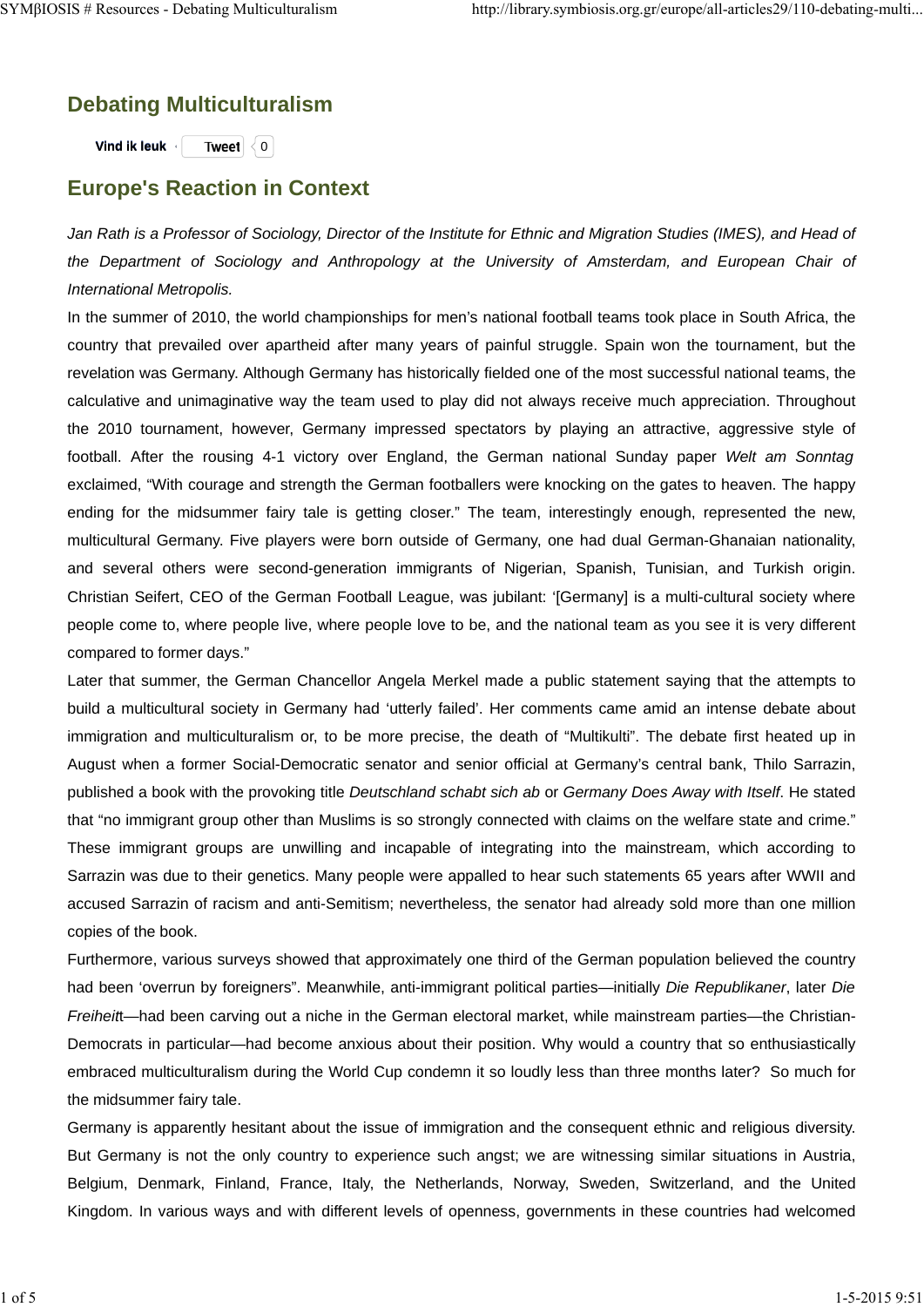# Debating Multiculturalism

Vind ik leuk · Tweet 0

## Europe's Reaction in Context

*Jan Rath is a Professor of Sociology, Director of the Institute for Ethnic and Migration Studies (IMES), and Head of the Department of Sociology and Anthropology at the University of Amsterdam, and European Chair of International Metropolis.*

In the summer of 2010, the world championships for men's national football teams took place in South Africa, the country that prevailed over apartheid after many years of painful struggle. Spain won the tournament, but the revelation was Germany. Although Germany has historically fielded one of the most successful national teams, the calculative and unimaginative way the team used to play did not always receive much appreciation. Throughout the 2010 tournament, however, Germany impressed spectators by playing an attractive, aggressive style of football. After the rousing 4-1 victory over England, the German national Sunday paper *Welt am Sonntag* exclaimed, "With courage and strength the German footballers were knocking on the gates to heaven. The happy ending for the midsummer fairy tale is getting closer." The team, interestingly enough, represented the new, multicultural Germany. Five players were born outside of Germany, one had dual German-Ghanaian nationality, and several others were second-generation immigrants of Nigerian, Spanish, Tunisian, and Turkish origin. Christian Seifert, CEO of the German Football League, was jubilant: '[Germany] is a multi-cultural society where people come to, where people live, where people love to be, and the national team as you see it is very different compared to former days."

Later that summer, the German Chancellor Angela Merkel made a public statement saying that the attempts to build a multicultural society in Germany had 'utterly failed'. Her comments came amid an intense debate about immigration and multiculturalism or, to be more precise, the death of "Multikulti". The debate first heated up in August when a former Social-Democratic senator and senior official at Germany's central bank, Thilo Sarrazin, published a book with the provoking title *Deutschland schabt sich ab* or *Germany Does Away with Itself*. He stated that "no immigrant group other than Muslims is so strongly connected with claims on the welfare state and crime." These immigrant groups are unwilling and incapable of integrating into the mainstream, which according to Sarrazin was due to their genetics. Many people were appalled to hear such statements 65 years after WWII and accused Sarrazin of racism and anti-Semitism; nevertheless, the senator had already sold more than one million copies of the book.

Furthermore, various surveys showed that approximately one third of the German population believed the country had been 'overrun by foreigners". Meanwhile, anti-immigrant political parties—initially *Die Republikaner*, later *Die Freiheit*t—had been carving out a niche in the German electoral market, while mainstream parties—the Christian-Democrats in particular—had become anxious about their position. Why would a country that so enthusiastically embraced multiculturalism during the World Cup condemn it so loudly less than three months later? So much for the midsummer fairy tale.

Germany is apparently hesitant about the issue of immigration and the consequent ethnic and religious diversity. But Germany is not the only country to experience such angst; we are witnessing similar situations in Austria, Belgium, Denmark, Finland, France, Italy, the Netherlands, Norway, Sweden, Switzerland, and the United Kingdom. In various ways and with different levels of openness, governments in these countries had welcomed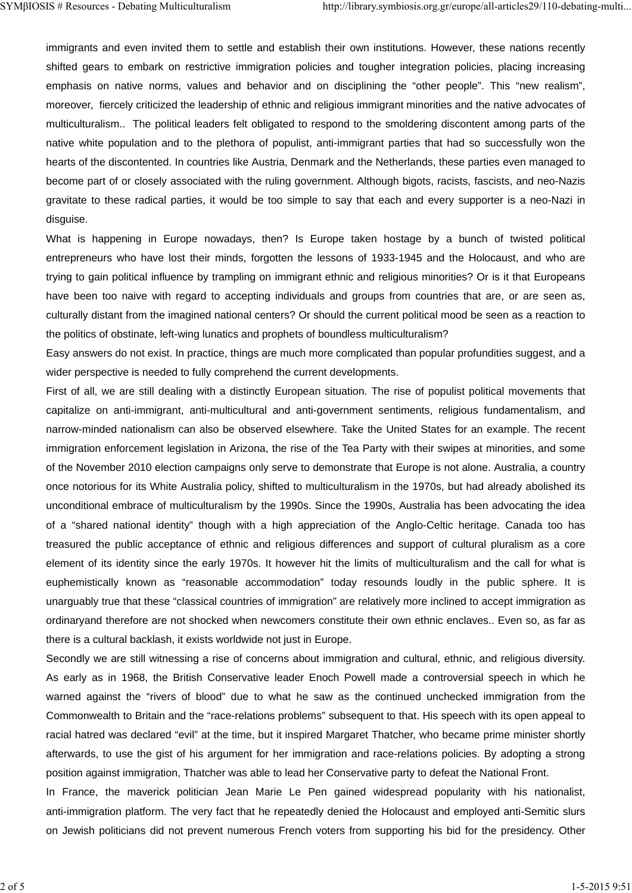immigrants and even invited them to settle and establish their own institutions. However, these nations recently shifted gears to embark on restrictive immigration policies and tougher integration policies, placing increasing emphasis on native norms, values and behavior and on disciplining the "other people". This "new realism", moreover, fiercely criticized the leadership of ethnic and religious immigrant minorities and the native advocates of multiculturalism.. The political leaders felt obligated to respond to the smoldering discontent among parts of the native white population and to the plethora of populist, anti-immigrant parties that had so successfully won the hearts of the discontented. In countries like Austria, Denmark and the Netherlands, these parties even managed to become part of or closely associated with the ruling government. Although bigots, racists, fascists, and neo-Nazis gravitate to these radical parties, it would be too simple to say that each and every supporter is a neo-Nazi in disguise.

What is happening in Europe nowadays, then? Is Europe taken hostage by a bunch of twisted political entrepreneurs who have lost their minds, forgotten the lessons of 1933-1945 and the Holocaust, and who are trying to gain political influence by trampling on immigrant ethnic and religious minorities? Or is it that Europeans have been too naive with regard to accepting individuals and groups from countries that are, or are seen as, culturally distant from the imagined national centers? Or should the current political mood be seen as a reaction to the politics of obstinate, left-wing lunatics and prophets of boundless multiculturalism?

Easy answers do not exist. In practice, things are much more complicated than popular profundities suggest, and a wider perspective is needed to fully comprehend the current developments.

First of all, we are still dealing with a distinctly European situation. The rise of populist political movements that capitalize on anti-immigrant, anti-multicultural and anti-government sentiments, religious fundamentalism, and narrow-minded nationalism can also be observed elsewhere. Take the United States for an example. The recent immigration enforcement legislation in Arizona, the rise of the Tea Party with their swipes at minorities, and some of the November 2010 election campaigns only serve to demonstrate that Europe is not alone. Australia, a country once notorious for its White Australia policy, shifted to multiculturalism in the 1970s, but had already abolished its unconditional embrace of multiculturalism by the 1990s. Since the 1990s, Australia has been advocating the idea of a "shared national identity" though with a high appreciation of the Anglo-Celtic heritage. Canada too has treasured the public acceptance of ethnic and religious differences and support of cultural pluralism as a core element of its identity since the early 1970s. It however hit the limits of multiculturalism and the call for what is euphemistically known as "reasonable accommodation" today resounds loudly in the public sphere. It is unarguably true that these "classical countries of immigration" are relatively more inclined to accept immigration as ordinaryand therefore are not shocked when newcomers constitute their own ethnic enclaves.. Even so, as far as there is a cultural backlash, it exists worldwide not just in Europe.

Secondly we are still witnessing a rise of concerns about immigration and cultural, ethnic, and religious diversity. As early as in 1968, the British Conservative leader Enoch Powell made a controversial speech in which he warned against the "rivers of blood" due to what he saw as the continued unchecked immigration from the Commonwealth to Britain and the "race-relations problems" subsequent to that. His speech with its open appeal to racial hatred was declared "evil" at the time, but it inspired Margaret Thatcher, who became prime minister shortly afterwards, to use the gist of his argument for her immigration and race-relations policies. By adopting a strong position against immigration, Thatcher was able to lead her Conservative party to defeat the National Front.

In France, the maverick politician Jean Marie Le Pen gained widespread popularity with his nationalist, anti-immigration platform. The very fact that he repeatedly denied the Holocaust and employed anti-Semitic slurs on Jewish politicians did not prevent numerous French voters from supporting his bid for the presidency. Other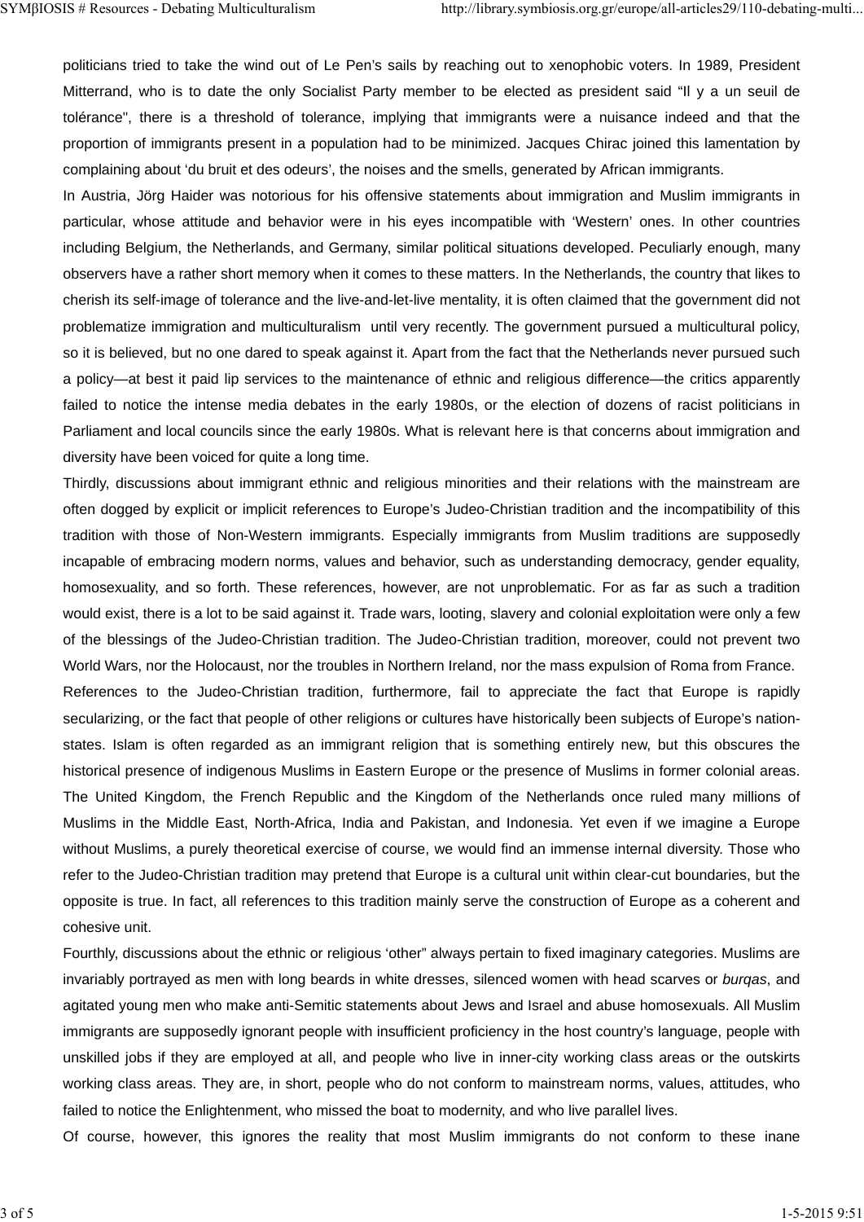politicians tried to take the wind out of Le Pen's sails by reaching out to xenophobic voters. In 1989, President Mitterrand, who is to date the only Socialist Party member to be elected as president said "Il y a un seuil de tolérance", there is a threshold of tolerance, implying that immigrants were a nuisance indeed and that the proportion of immigrants present in a population had to be minimized. Jacques Chirac joined this lamentation by complaining about 'du bruit et des odeurs', the noises and the smells, generated by African immigrants.

In Austria, Jörg Haider was notorious for his offensive statements about immigration and Muslim immigrants in particular, whose attitude and behavior were in his eyes incompatible with 'Western' ones. In other countries including Belgium, the Netherlands, and Germany, similar political situations developed. Peculiarly enough, many observers have a rather short memory when it comes to these matters. In the Netherlands, the country that likes to cherish its self-image of tolerance and the live-and-let-live mentality, it is often claimed that the government did not problematize immigration and multiculturalism until very recently. The government pursued a multicultural policy, so it is believed, but no one dared to speak against it. Apart from the fact that the Netherlands never pursued such a policy—at best it paid lip services to the maintenance of ethnic and religious difference—the critics apparently failed to notice the intense media debates in the early 1980s, or the election of dozens of racist politicians in Parliament and local councils since the early 1980s. What is relevant here is that concerns about immigration and diversity have been voiced for quite a long time.

Thirdly, discussions about immigrant ethnic and religious minorities and their relations with the mainstream are often dogged by explicit or implicit references to Europe's Judeo-Christian tradition and the incompatibility of this tradition with those of Non-Western immigrants. Especially immigrants from Muslim traditions are supposedly incapable of embracing modern norms, values and behavior, such as understanding democracy, gender equality, homosexuality, and so forth. These references, however, are not unproblematic. For as far as such a tradition would exist, there is a lot to be said against it. Trade wars, looting, slavery and colonial exploitation were only a few of the blessings of the Judeo-Christian tradition. The Judeo-Christian tradition, moreover, could not prevent two World Wars, nor the Holocaust, nor the troubles in Northern Ireland, nor the mass expulsion of Roma from France.

References to the Judeo-Christian tradition, furthermore, fail to appreciate the fact that Europe is rapidly secularizing, or the fact that people of other religions or cultures have historically been subjects of Europe's nation-states. Islam is often regarded as an immigrant religion that is something entirely new, but this obscures the historical presence of indigenous Muslims in Eastern Europe or the presence of Muslims in former colonial areas. The United Kingdom, the French Republic and the Kingdom of the Netherlands once ruled many millions of Muslims in the Middle East, North-Africa, India and Pakistan, and Indonesia. Yet even if we imagine a Europe without Muslims, a purely theoretical exercise of course, we would find an immense internal diversity. Those who refer to the Judeo-Christian tradition may pretend that Europe is a cultural unit within clear-cut boundaries, but the opposite is true. In fact, all references to this tradition mainly serve the construction of Europe as a coherent and cohesive unit.

Fourthly, discussions about the ethnic or religious 'other" always pertain to fixed imaginary categories. Muslims are invariably portrayed as men with long beards in white dresses, silenced women with head scarves or *burqas*, and agitated young men who make anti-Semitic statements about Jews and Israel and abuse homosexuals. All Muslim immigrants are supposedly ignorant people with insufficient proficiency in the host country's language, people with unskilled jobs if they are employed at all, and people who live in inner-city working class areas or the outskirts working class areas. They are, in short, people who do not conform to mainstream norms, values, attitudes, who failed to notice the Enlightenment, who missed the boat to modernity, and who live parallel lives.

Of course, however, this ignores the reality that most Muslim immigrants do not conform to these inane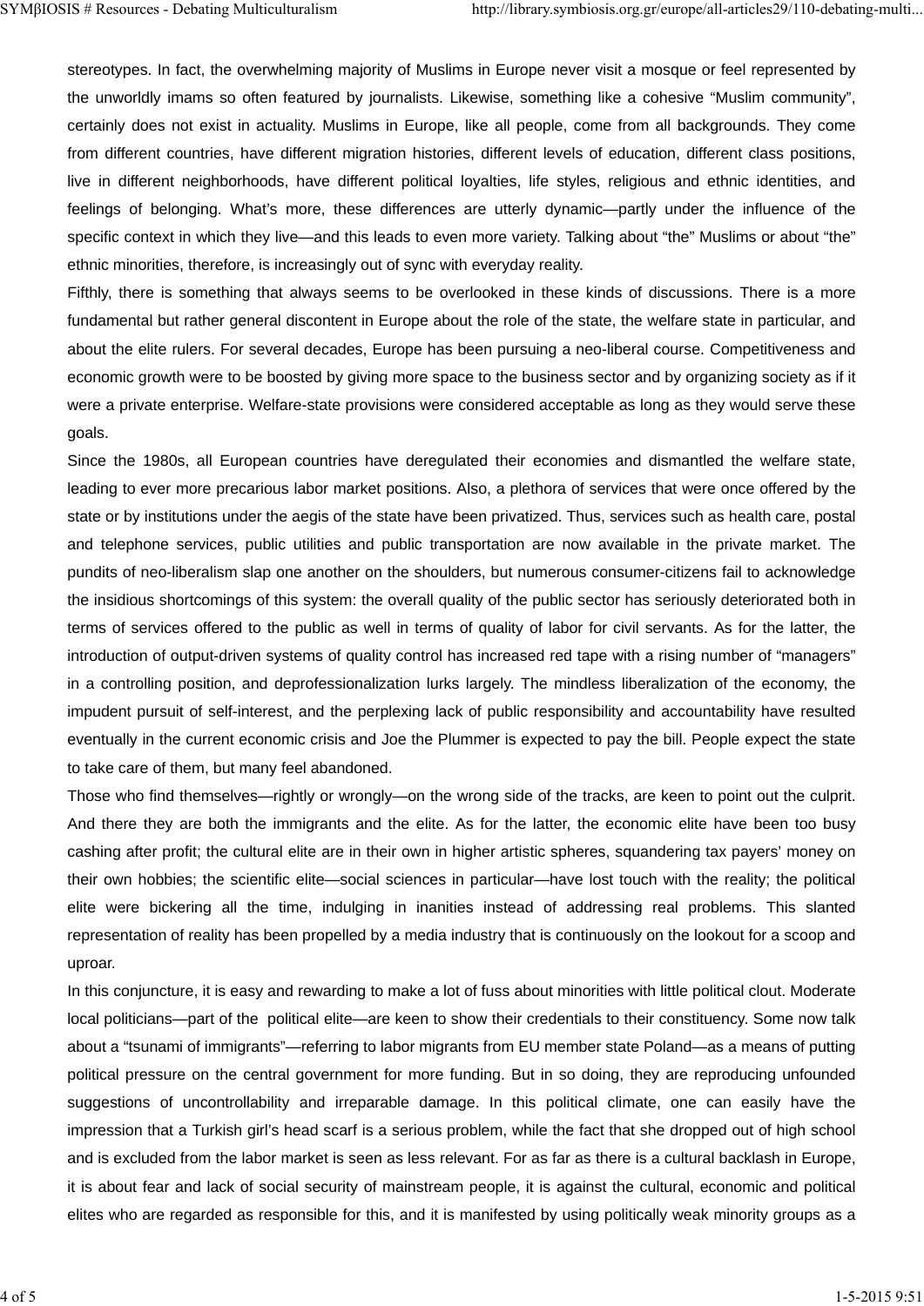stereotypes. In fact, the overwhelming majority of Muslims in Europe never visit a mosque or feel represented by the unworldly imams so often featured by journalists. Likewise, something like a cohesive "Muslim community", certainly does not exist in actuality. Muslims in Europe, like all people, come from all backgrounds. They come from different countries, have different migration histories, different levels of education, different class positions, live in different neighborhoods, have different political loyalties, life styles, religious and ethnic identities, and feelings of belonging. What's more, these differences are utterly dynamic—partly under the influence of the specific context in which they live—and this leads to even more variety. Talking about "the" Muslims or about "the" ethnic minorities, therefore, is increasingly out of sync with everyday reality.

Fifthly, there is something that always seems to be overlooked in these kinds of discussions. There is a more fundamental but rather general discontent in Europe about the role of the state, the welfare state in particular, and about the elite rulers. For several decades, Europe has been pursuing a neo-liberal course. Competitiveness and economic growth were to be boosted by giving more space to the business sector and by organizing society as if it were a private enterprise. Welfare-state provisions were considered acceptable as long as they would serve these goals.

Since the 1980s, all European countries have deregulated their economies and dismantled the welfare state, leading to ever more precarious labor market positions. Also, a plethora of services that were once offered by the state or by institutions under the aegis of the state have been privatized. Thus, services such as health care, postal and telephone services, public utilities and public transportation are now available in the private market. The pundits of neo-liberalism slap one another on the shoulders, but numerous consumer-citizens fail to acknowledge the insidious shortcomings of this system: the overall quality of the public sector has seriously deteriorated both in terms of services offered to the public as well in terms of quality of labor for civil servants. As for the latter, the introduction of output-driven systems of quality control has increased red tape with a rising number of "managers" in a controlling position, and deprofessionalization lurks largely. The mindless liberalization of the economy, the impudent pursuit of self-interest, and the perplexing lack of public responsibility and accountability have resulted eventually in the current economic crisis and Joe the Plummer is expected to pay the bill. People expect the state to take care of them, but many feel abandoned.

Those who find themselves—rightly or wrongly—on the wrong side of the tracks, are keen to point out the culprit. And there they are both the immigrants and the elite. As for the latter, the economic elite have been too busy cashing after profit; the cultural elite are in their own in higher artistic spheres, squandering tax payers' money on their own hobbies; the scientific elite—social sciences in particular—have lost touch with the reality; the political elite were bickering all the time, indulging in inanities instead of addressing real problems. This slanted representation of reality has been propelled by a media industry that is continuously on the lookout for a scoop and uproar.

In this conjuncture, it is easy and rewarding to make a lot of fuss about minorities with little political clout. Moderate local politicians—part of the political elite—are keen to show their credentials to their constituency. Some now talk about a "tsunami of immigrants"—referring to labor migrants from EU member state Poland—as a means of putting political pressure on the central government for more funding. But in so doing, they are reproducing unfounded suggestions of uncontrollability and irreparable damage. In this political climate, one can easily have the impression that a Turkish girl's head scarf is a serious problem, while the fact that she dropped out of high school and is excluded from the labor market is seen as less relevant. For as far as there is a cultural backlash in Europe, it is about fear and lack of social security of mainstream people, it is against the cultural, economic and political elites who are regarded as responsible for this, and it is manifested by using politically weak minority groups as a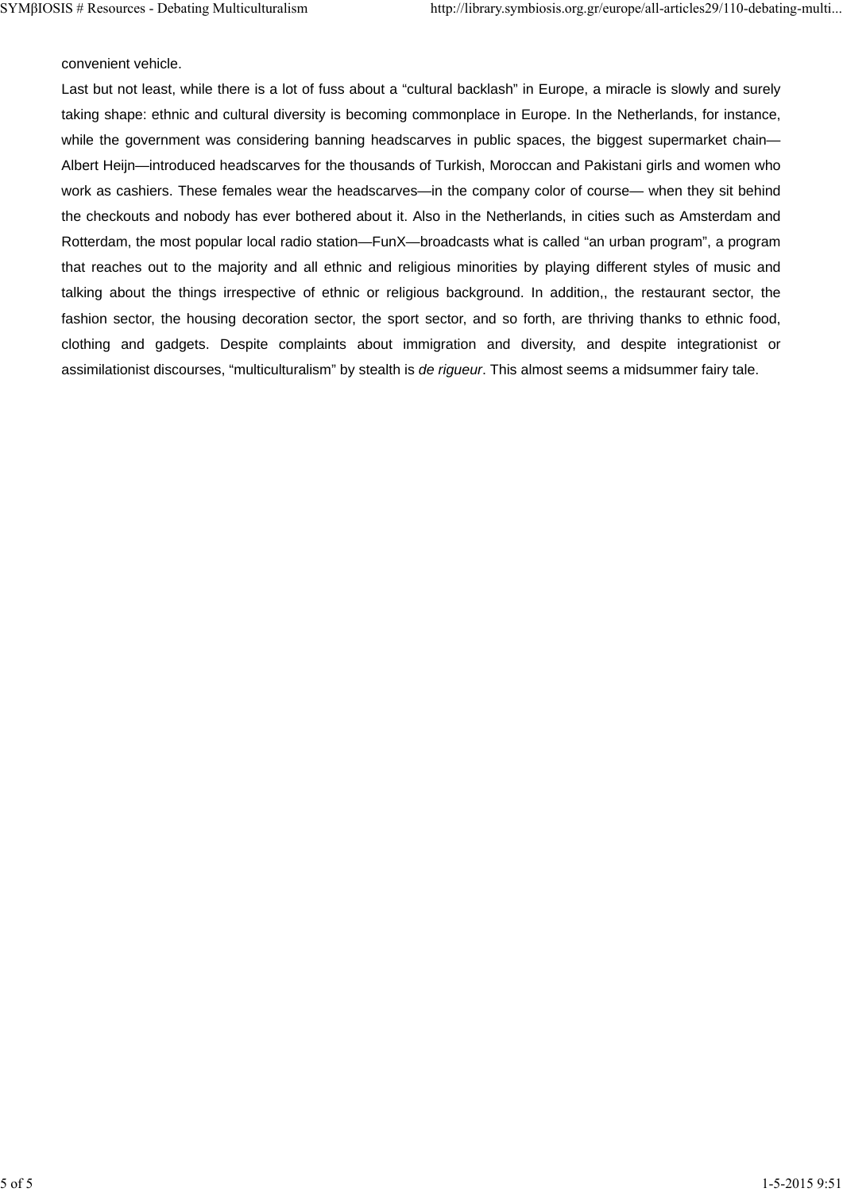convenient vehicle.

Last but not least, while there is a lot of fuss about a “cultural backlash” in Europe, a miracle is slowly and surely taking shape: ethnic and cultural diversity is becoming commonplace in Europe. In the Netherlands, for instance, while the government was considering banning headscarves in public spaces, the biggest supermarket chain—Albert Heijn—introduced headscarves for the thousands of Turkish, Moroccan and Pakistani girls and women who work as cashiers. These females wear the headscarves—in the company color of course— when they sit behind the checkouts and nobody has ever bothered about it. Also in the Netherlands, in cities such as Amsterdam and Rotterdam, the most popular local radio station—FunX—broadcasts what is called “an urban program”, a program that reaches out to the majority and all ethnic and religious minorities by playing different styles of music and talking about the things irrespective of ethnic or religious background. In addition,, the restaurant sector, the fashion sector, the housing decoration sector, the sport sector, and so forth, are thriving thanks to ethnic food, clothing and gadgets. Despite complaints about immigration and diversity, and despite integrationist or assimilationist discourses, “multiculturalism” by stealth is *de rigueur*. This almost seems a midsummer fairy tale.